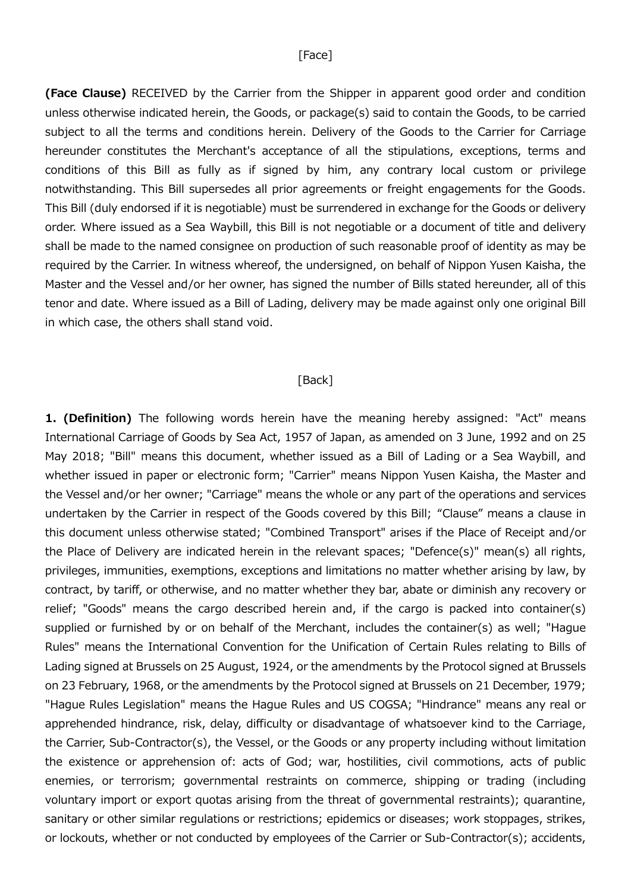[Face]

**(Face Clause)** RECEIVED by the Carrier from the Shipper in apparent good order and condition unless otherwise indicated herein, the Goods, or package(s) said to contain the Goods, to be carried subject to all the terms and conditions herein. Delivery of the Goods to the Carrier for Carriage hereunder constitutes the Merchant's acceptance of all the stipulations, exceptions, terms and conditions of this Bill as fully as if signed by him, any contrary local custom or privilege notwithstanding. This Bill supersedes all prior agreements or freight engagements for the Goods. This Bill (duly endorsed if it is negotiable) must be surrendered in exchange for the Goods or delivery order. Where issued as a Sea Waybill, this Bill is not negotiable or a document of title and delivery shall be made to the named consignee on production of such reasonable proof of identity as may be required by the Carrier. In witness whereof, the undersigned, on behalf of Nippon Yusen Kaisha, the Master and the Vessel and/or her owner, has signed the number of Bills stated hereunder, all of this tenor and date. Where issued as a Bill of Lading, delivery may be made against only one original Bill in which case, the others shall stand void.

[Back]

**1. (Definition)** The following words herein have the meaning hereby assigned: "Act" means International Carriage of Goods by Sea Act, 1957 of Japan, as amended on 3 June, 1992 and on 25 May 2018; "Bill" means this document, whether issued as a Bill of Lading or a Sea Waybill, and whether issued in paper or electronic form; "Carrier" means Nippon Yusen Kaisha, the Master and the Vessel and/or her owner; "Carriage" means the whole or any part of the operations and services undertaken by the Carrier in respect of the Goods covered by this Bill; "Clause" means a clause in this document unless otherwise stated; "Combined Transport" arises if the Place of Receipt and/or the Place of Delivery are indicated herein in the relevant spaces; "Defence(s)" mean(s) all rights, privileges, immunities, exemptions, exceptions and limitations no matter whether arising by law, by contract, by tariff, or otherwise, and no matter whether they bar, abate or diminish any recovery or relief; "Goods" means the cargo described herein and, if the cargo is packed into container(s) supplied or furnished by or on behalf of the Merchant, includes the container(s) as well; "Hague Rules" means the International Convention for the Unification of Certain Rules relating to Bills of Lading signed at Brussels on 25 August, 1924, or the amendments by the Protocol signed at Brussels on 23 February, 1968, or the amendments by the Protocol signed at Brussels on 21 December, 1979; "Hague Rules Legislation" means the Hague Rules and US COGSA; "Hindrance" means any real or apprehended hindrance, risk, delay, difficulty or disadvantage of whatsoever kind to the Carriage, the Carrier, Sub-Contractor(s), the Vessel, or the Goods or any property including without limitation the existence or apprehension of: acts of God; war, hostilities, civil commotions, acts of public enemies, or terrorism; governmental restraints on commerce, shipping or trading (including voluntary import or export quotas arising from the threat of governmental restraints); quarantine, sanitary or other similar regulations or restrictions; epidemics or diseases; work stoppages, strikes, or lockouts, whether or not conducted by employees of the Carrier or Sub-Contractor(s); accidents,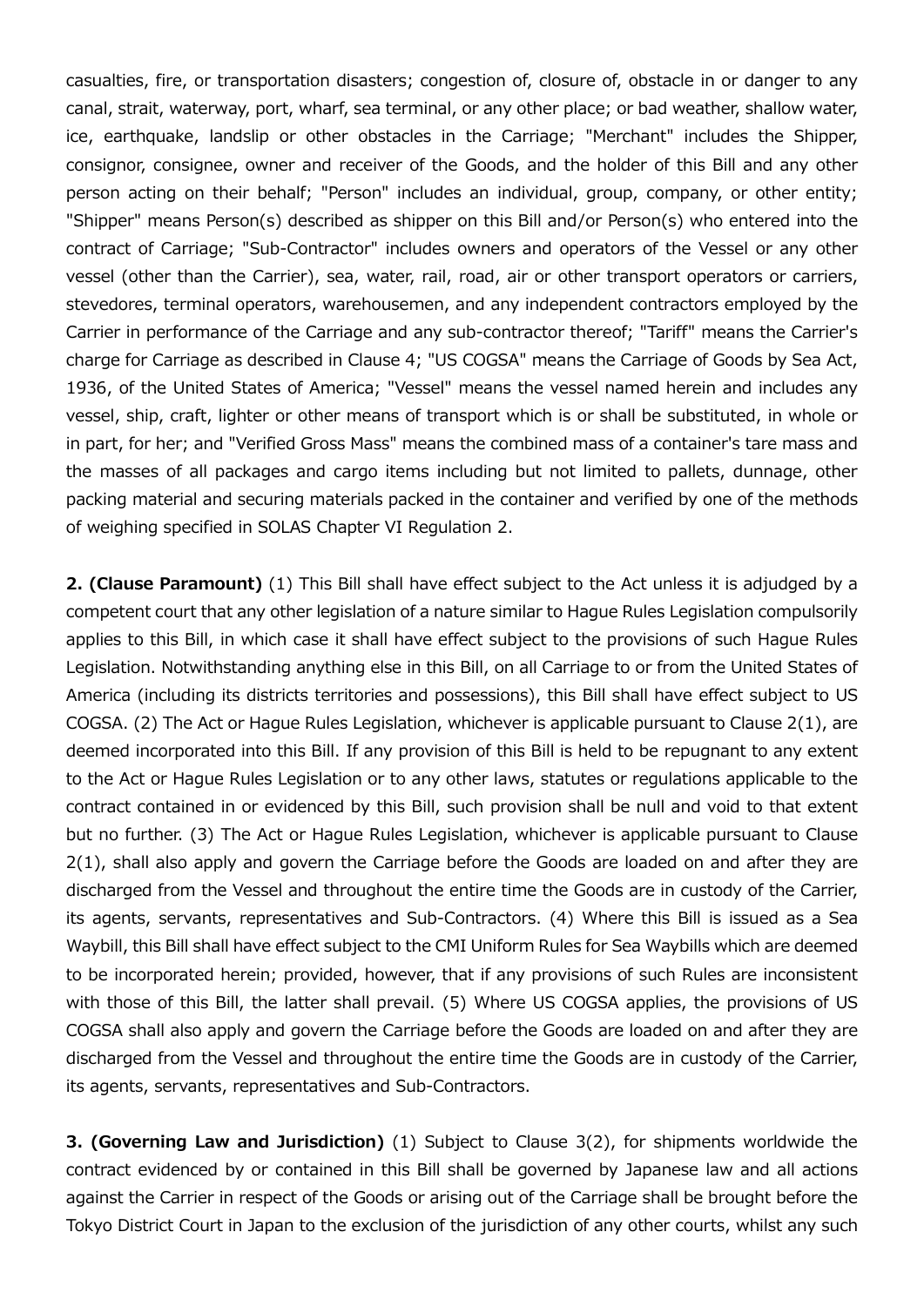casualties, fire, or transportation disasters; congestion of, closure of, obstacle in or danger to any canal, strait, waterway, port, wharf, sea terminal, or any other place; or bad weather, shallow water, ice, earthquake, landslip or other obstacles in the Carriage; "Merchant" includes the Shipper, consignor, consignee, owner and receiver of the Goods, and the holder of this Bill and any other person acting on their behalf; "Person" includes an individual, group, company, or other entity; "Shipper" means Person(s) described as shipper on this Bill and/or Person(s) who entered into the contract of Carriage; "Sub-Contractor" includes owners and operators of the Vessel or any other vessel (other than the Carrier), sea, water, rail, road, air or other transport operators or carriers, stevedores, terminal operators, warehousemen, and any independent contractors employed by the Carrier in performance of the Carriage and any sub-contractor thereof; "Tariff" means the Carrier's charge for Carriage as described in Clause 4; "US COGSA" means the Carriage of Goods by Sea Act, 1936, of the United States of America; "Vessel" means the vessel named herein and includes any vessel, ship, craft, lighter or other means of transport which is or shall be substituted, in whole or in part, for her; and "Verified Gross Mass" means the combined mass of a container's tare mass and the masses of all packages and cargo items including but not limited to pallets, dunnage, other packing material and securing materials packed in the container and verified by one of the methods of weighing specified in SOLAS Chapter VI Regulation 2.

**2. (Clause Paramount)** (1) This Bill shall have effect subject to the Act unless it is adjudged by a competent court that any other legislation of a nature similar to Hague Rules Legislation compulsorily applies to this Bill, in which case it shall have effect subject to the provisions of such Hague Rules Legislation. Notwithstanding anything else in this Bill, on all Carriage to or from the United States of America (including its districts territories and possessions), this Bill shall have effect subject to US COGSA. (2) The Act or Hague Rules Legislation, whichever is applicable pursuant to Clause 2(1), are deemed incorporated into this Bill. If any provision of this Bill is held to be repugnant to any extent to the Act or Hague Rules Legislation or to any other laws, statutes or regulations applicable to the contract contained in or evidenced by this Bill, such provision shall be null and void to that extent but no further. (3) The Act or Hague Rules Legislation, whichever is applicable pursuant to Clause 2(1), shall also apply and govern the Carriage before the Goods are loaded on and after they are discharged from the Vessel and throughout the entire time the Goods are in custody of the Carrier, its agents, servants, representatives and Sub-Contractors. (4) Where this Bill is issued as a Sea Waybill, this Bill shall have effect subject to the CMI Uniform Rules for Sea Waybills which are deemed to be incorporated herein; provided, however, that if any provisions of such Rules are inconsistent with those of this Bill, the latter shall prevail. (5) Where US COGSA applies, the provisions of US COGSA shall also apply and govern the Carriage before the Goods are loaded on and after they are discharged from the Vessel and throughout the entire time the Goods are in custody of the Carrier, its agents, servants, representatives and Sub-Contractors.

**3. (Governing Law and Jurisdiction)** (1) Subject to Clause 3(2), for shipments worldwide the contract evidenced by or contained in this Bill shall be governed by Japanese law and all actions against the Carrier in respect of the Goods or arising out of the Carriage shall be brought before the Tokyo District Court in Japan to the exclusion of the jurisdiction of any other courts, whilst any such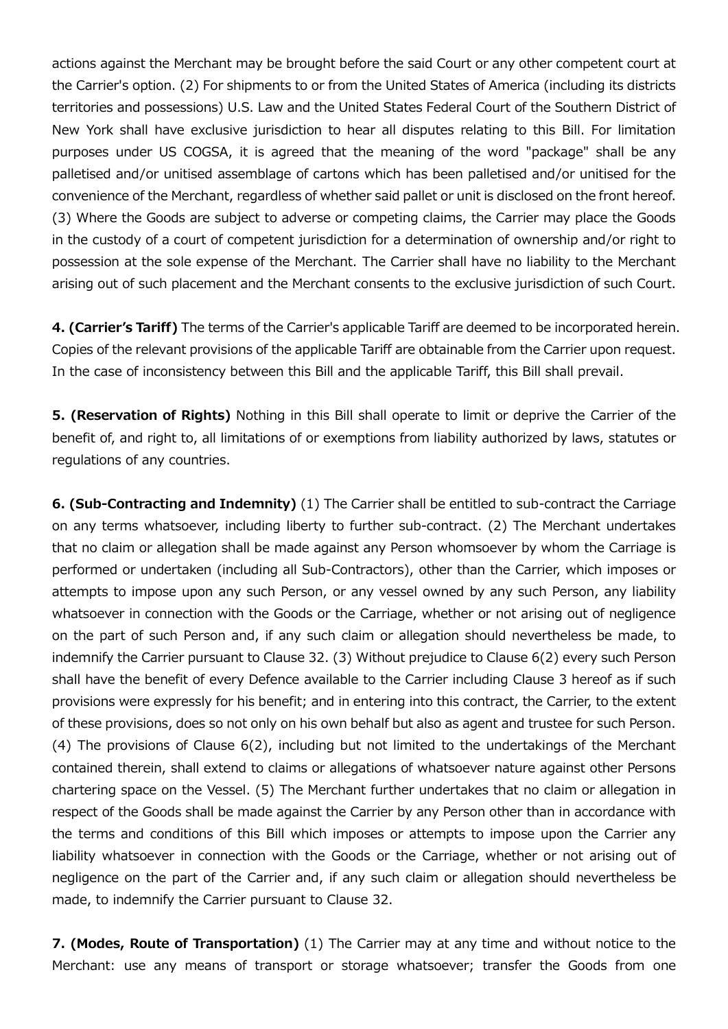actions against the Merchant may be brought before the said Court or any other competent court at the Carrier's option. (2) For shipments to or from the United States of America (including its districts territories and possessions) U.S. Law and the United States Federal Court of the Southern District of New York shall have exclusive jurisdiction to hear all disputes relating to this Bill. For limitation purposes under US COGSA, it is agreed that the meaning of the word "package" shall be any palletised and/or unitised assemblage of cartons which has been palletised and/or unitised for the convenience of the Merchant, regardless of whether said pallet or unit is disclosed on the front hereof. (3) Where the Goods are subject to adverse or competing claims, the Carrier may place the Goods in the custody of a court of competent jurisdiction for a determination of ownership and/or right to possession at the sole expense of the Merchant. The Carrier shall have no liability to the Merchant arising out of such placement and the Merchant consents to the exclusive jurisdiction of such Court.

**4. (Carrier's Tariff)** The terms of the Carrier's applicable Tariff are deemed to be incorporated herein. Copies of the relevant provisions of the applicable Tariff are obtainable from the Carrier upon request. In the case of inconsistency between this Bill and the applicable Tariff, this Bill shall prevail.

**5. (Reservation of Rights)** Nothing in this Bill shall operate to limit or deprive the Carrier of the benefit of, and right to, all limitations of or exemptions from liability authorized by laws, statutes or regulations of any countries.

**6. (Sub-Contracting and Indemnity)** (1) The Carrier shall be entitled to sub-contract the Carriage on any terms whatsoever, including liberty to further sub-contract. (2) The Merchant undertakes that no claim or allegation shall be made against any Person whomsoever by whom the Carriage is performed or undertaken (including all Sub-Contractors), other than the Carrier, which imposes or attempts to impose upon any such Person, or any vessel owned by any such Person, any liability whatsoever in connection with the Goods or the Carriage, whether or not arising out of negligence on the part of such Person and, if any such claim or allegation should nevertheless be made, to indemnify the Carrier pursuant to Clause 32. (3) Without prejudice to Clause 6(2) every such Person shall have the benefit of every Defence available to the Carrier including Clause 3 hereof as if such provisions were expressly for his benefit; and in entering into this contract, the Carrier, to the extent of these provisions, does so not only on his own behalf but also as agent and trustee for such Person. (4) The provisions of Clause 6(2), including but not limited to the undertakings of the Merchant contained therein, shall extend to claims or allegations of whatsoever nature against other Persons chartering space on the Vessel. (5) The Merchant further undertakes that no claim or allegation in respect of the Goods shall be made against the Carrier by any Person other than in accordance with the terms and conditions of this Bill which imposes or attempts to impose upon the Carrier any liability whatsoever in connection with the Goods or the Carriage, whether or not arising out of negligence on the part of the Carrier and, if any such claim or allegation should nevertheless be made, to indemnify the Carrier pursuant to Clause 32.

**7. (Modes, Route of Transportation)** (1) The Carrier may at any time and without notice to the Merchant: use any means of transport or storage whatsoever; transfer the Goods from one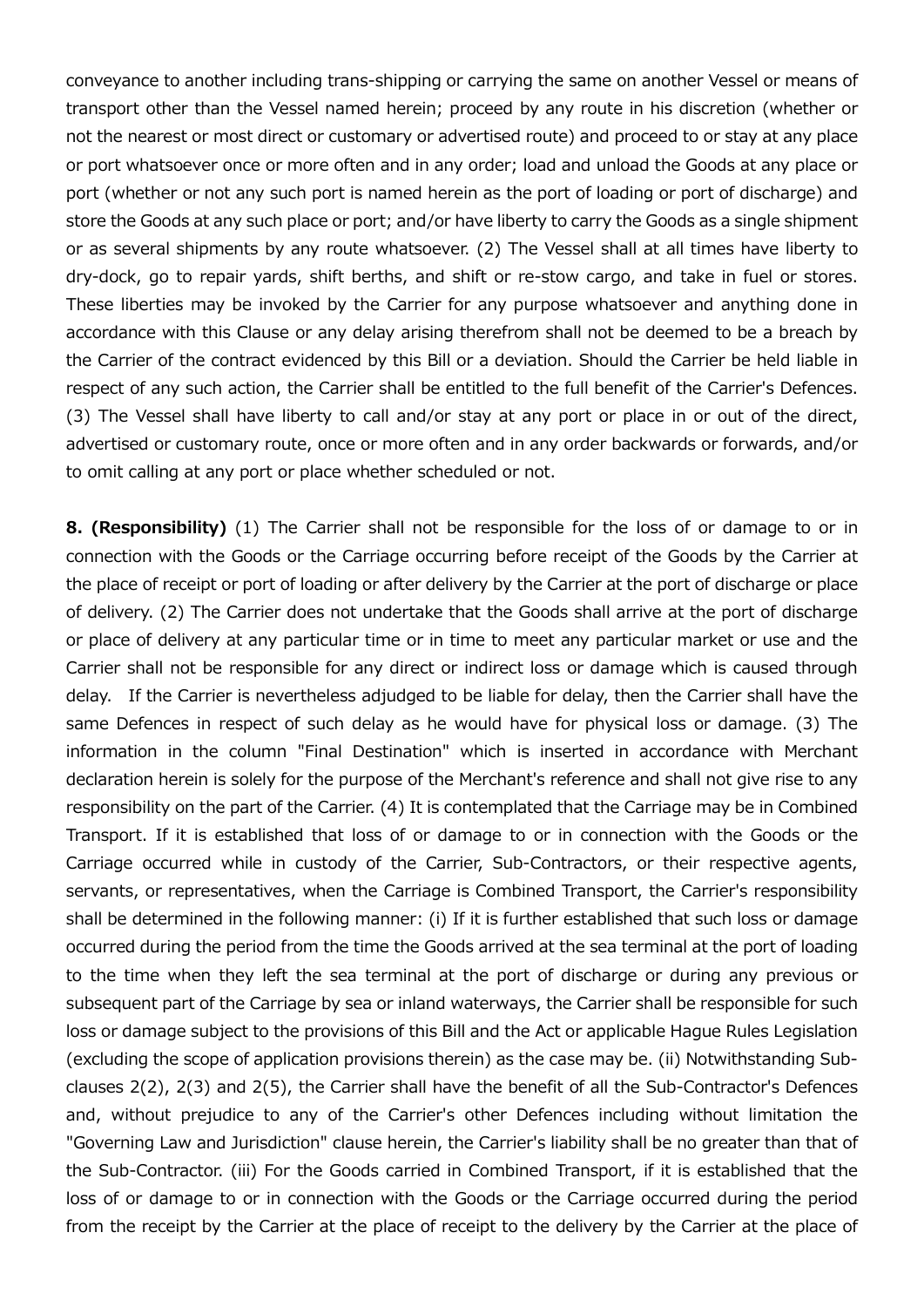conveyance to another including trans-shipping or carrying the same on another Vessel or means of transport other than the Vessel named herein; proceed by any route in his discretion (whether or not the nearest or most direct or customary or advertised route) and proceed to or stay at any place or port whatsoever once or more often and in any order; load and unload the Goods at any place or port (whether or not any such port is named herein as the port of loading or port of discharge) and store the Goods at any such place or port; and/or have liberty to carry the Goods as a single shipment or as several shipments by any route whatsoever. (2) The Vessel shall at all times have liberty to dry-dock, go to repair yards, shift berths, and shift or re-stow cargo, and take in fuel or stores. These liberties may be invoked by the Carrier for any purpose whatsoever and anything done in accordance with this Clause or any delay arising therefrom shall not be deemed to be a breach by the Carrier of the contract evidenced by this Bill or a deviation. Should the Carrier be held liable in respect of any such action, the Carrier shall be entitled to the full benefit of the Carrier's Defences. (3) The Vessel shall have liberty to call and/or stay at any port or place in or out of the direct, advertised or customary route, once or more often and in any order backwards or forwards, and/or to omit calling at any port or place whether scheduled or not.

**8. (Responsibility)** (1) The Carrier shall not be responsible for the loss of or damage to or in connection with the Goods or the Carriage occurring before receipt of the Goods by the Carrier at the place of receipt or port of loading or after delivery by the Carrier at the port of discharge or place of delivery. (2) The Carrier does not undertake that the Goods shall arrive at the port of discharge or place of delivery at any particular time or in time to meet any particular market or use and the Carrier shall not be responsible for any direct or indirect loss or damage which is caused through delay. If the Carrier is nevertheless adjudged to be liable for delay, then the Carrier shall have the same Defences in respect of such delay as he would have for physical loss or damage. (3) The information in the column "Final Destination" which is inserted in accordance with Merchant declaration herein is solely for the purpose of the Merchant's reference and shall not give rise to any responsibility on the part of the Carrier. (4) It is contemplated that the Carriage may be in Combined Transport. If it is established that loss of or damage to or in connection with the Goods or the Carriage occurred while in custody of the Carrier, Sub-Contractors, or their respective agents, servants, or representatives, when the Carriage is Combined Transport, the Carrier's responsibility shall be determined in the following manner: (i) If it is further established that such loss or damage occurred during the period from the time the Goods arrived at the sea terminal at the port of loading to the time when they left the sea terminal at the port of discharge or during any previous or subsequent part of the Carriage by sea or inland waterways, the Carrier shall be responsible for such loss or damage subject to the provisions of this Bill and the Act or applicable Hague Rules Legislation (excluding the scope of application provisions therein) as the case may be. (ii) Notwithstanding Sub-clauses 2(2), 2(3) and 2(5), the Carrier shall have the benefit of all the Sub-Contractor's Defences and, without prejudice to any of the Carrier's other Defences including without limitation the "Governing Law and Jurisdiction" clause herein, the Carrier's liability shall be no greater than that of the Sub-Contractor. (iii) For the Goods carried in Combined Transport, if it is established that the loss of or damage to or in connection with the Goods or the Carriage occurred during the period from the receipt by the Carrier at the place of receipt to the delivery by the Carrier at the place of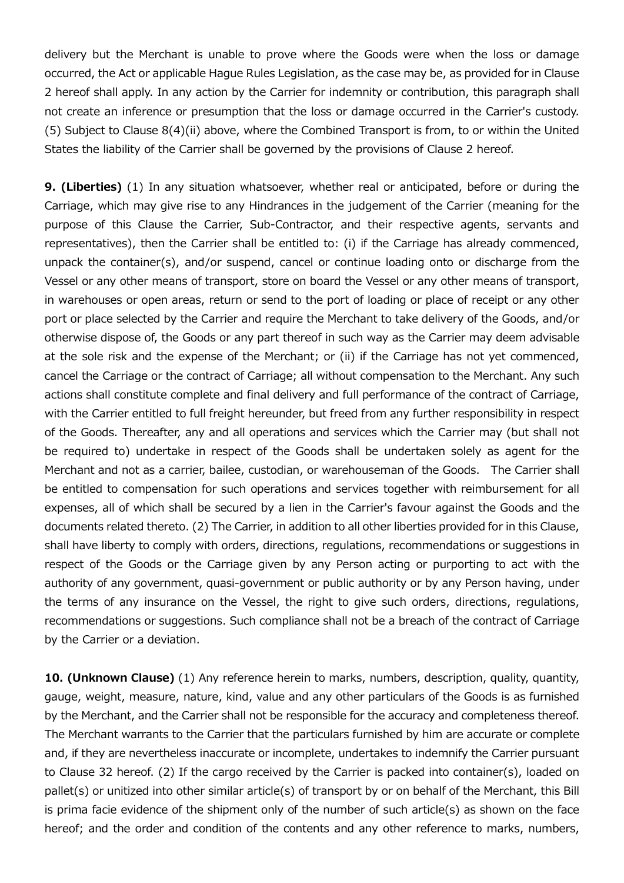delivery but the Merchant is unable to prove where the Goods were when the loss or damage occurred, the Act or applicable Hague Rules Legislation, as the case may be, as provided for in Clause 2 hereof shall apply. In any action by the Carrier for indemnity or contribution, this paragraph shall not create an inference or presumption that the loss or damage occurred in the Carrier's custody. (5) Subject to Clause 8(4)(ii) above, where the Combined Transport is from, to or within the United States the liability of the Carrier shall be governed by the provisions of Clause 2 hereof.

**9. (Liberties)** (1) In any situation whatsoever, whether real or anticipated, before or during the Carriage, which may give rise to any Hindrances in the judgement of the Carrier (meaning for the purpose of this Clause the Carrier, Sub-Contractor, and their respective agents, servants and representatives), then the Carrier shall be entitled to: (i) if the Carriage has already commenced, unpack the container(s), and/or suspend, cancel or continue loading onto or discharge from the Vessel or any other means of transport, store on board the Vessel or any other means of transport, in warehouses or open areas, return or send to the port of loading or place of receipt or any other port or place selected by the Carrier and require the Merchant to take delivery of the Goods, and/or otherwise dispose of, the Goods or any part thereof in such way as the Carrier may deem advisable at the sole risk and the expense of the Merchant; or (ii) if the Carriage has not yet commenced, cancel the Carriage or the contract of Carriage; all without compensation to the Merchant. Any such actions shall constitute complete and final delivery and full performance of the contract of Carriage, with the Carrier entitled to full freight hereunder, but freed from any further responsibility in respect of the Goods. Thereafter, any and all operations and services which the Carrier may (but shall not be required to) undertake in respect of the Goods shall be undertaken solely as agent for the Merchant and not as a carrier, bailee, custodian, or warehouseman of the Goods. The Carrier shall be entitled to compensation for such operations and services together with reimbursement for all expenses, all of which shall be secured by a lien in the Carrier's favour against the Goods and the documents related thereto. (2) The Carrier, in addition to all other liberties provided for in this Clause, shall have liberty to comply with orders, directions, regulations, recommendations or suggestions in respect of the Goods or the Carriage given by any Person acting or purporting to act with the authority of any government, quasi-government or public authority or by any Person having, under the terms of any insurance on the Vessel, the right to give such orders, directions, regulations, recommendations or suggestions. Such compliance shall not be a breach of the contract of Carriage by the Carrier or a deviation.

**10. (Unknown Clause)** (1) Any reference herein to marks, numbers, description, quality, quantity, gauge, weight, measure, nature, kind, value and any other particulars of the Goods is as furnished by the Merchant, and the Carrier shall not be responsible for the accuracy and completeness thereof. The Merchant warrants to the Carrier that the particulars furnished by him are accurate or complete and, if they are nevertheless inaccurate or incomplete, undertakes to indemnify the Carrier pursuant to Clause 32 hereof. (2) If the cargo received by the Carrier is packed into container(s), loaded on pallet(s) or unitized into other similar article(s) of transport by or on behalf of the Merchant, this Bill is prima facie evidence of the shipment only of the number of such article(s) as shown on the face hereof; and the order and condition of the contents and any other reference to marks, numbers,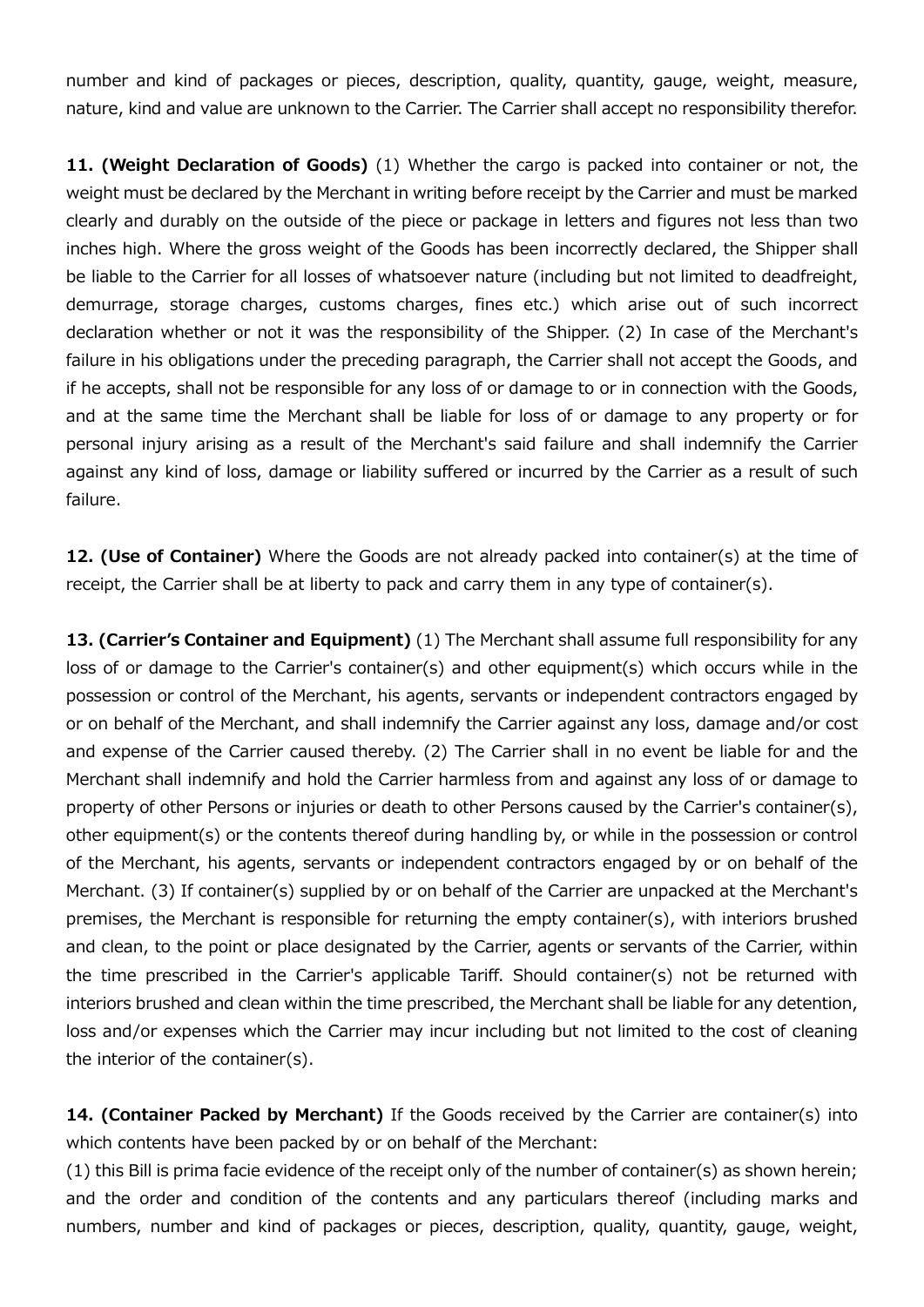number and kind of packages or pieces, description, quality, quantity, gauge, weight, measure, nature, kind and value are unknown to the Carrier. The Carrier shall accept no responsibility therefor.

**11. (Weight Declaration of Goods)** (1) Whether the cargo is packed into container or not, the weight must be declared by the Merchant in writing before receipt by the Carrier and must be marked clearly and durably on the outside of the piece or package in letters and figures not less than two inches high. Where the gross weight of the Goods has been incorrectly declared, the Shipper shall be liable to the Carrier for all losses of whatsoever nature (including but not limited to deadfreight, demurrage, storage charges, customs charges, fines etc.) which arise out of such incorrect declaration whether or not it was the responsibility of the Shipper. (2) In case of the Merchant's failure in his obligations under the preceding paragraph, the Carrier shall not accept the Goods, and if he accepts, shall not be responsible for any loss of or damage to or in connection with the Goods, and at the same time the Merchant shall be liable for loss of or damage to any property or for personal injury arising as a result of the Merchant's said failure and shall indemnify the Carrier against any kind of loss, damage or liability suffered or incurred by the Carrier as a result of such failure.

**12. (Use of Container)** Where the Goods are not already packed into container(s) at the time of receipt, the Carrier shall be at liberty to pack and carry them in any type of container(s).

**13. (Carrier's Container and Equipment)** (1) The Merchant shall assume full responsibility for any loss of or damage to the Carrier's container(s) and other equipment(s) which occurs while in the possession or control of the Merchant, his agents, servants or independent contractors engaged by or on behalf of the Merchant, and shall indemnify the Carrier against any loss, damage and/or cost and expense of the Carrier caused thereby. (2) The Carrier shall in no event be liable for and the Merchant shall indemnify and hold the Carrier harmless from and against any loss of or damage to property of other Persons or injuries or death to other Persons caused by the Carrier's container(s), other equipment(s) or the contents thereof during handling by, or while in the possession or control of the Merchant, his agents, servants or independent contractors engaged by or on behalf of the Merchant. (3) If container(s) supplied by or on behalf of the Carrier are unpacked at the Merchant's premises, the Merchant is responsible for returning the empty container(s), with interiors brushed and clean, to the point or place designated by the Carrier, agents or servants of the Carrier, within the time prescribed in the Carrier's applicable Tariff. Should container(s) not be returned with interiors brushed and clean within the time prescribed, the Merchant shall be liable for any detention, loss and/or expenses which the Carrier may incur including but not limited to the cost of cleaning the interior of the container(s).

**14. (Container Packed by Merchant)** If the Goods received by the Carrier are container(s) into which contents have been packed by or on behalf of the Merchant:

(1) this Bill is prima facie evidence of the receipt only of the number of container(s) as shown herein; and the order and condition of the contents and any particulars thereof (including marks and numbers, number and kind of packages or pieces, description, quality, quantity, gauge, weight,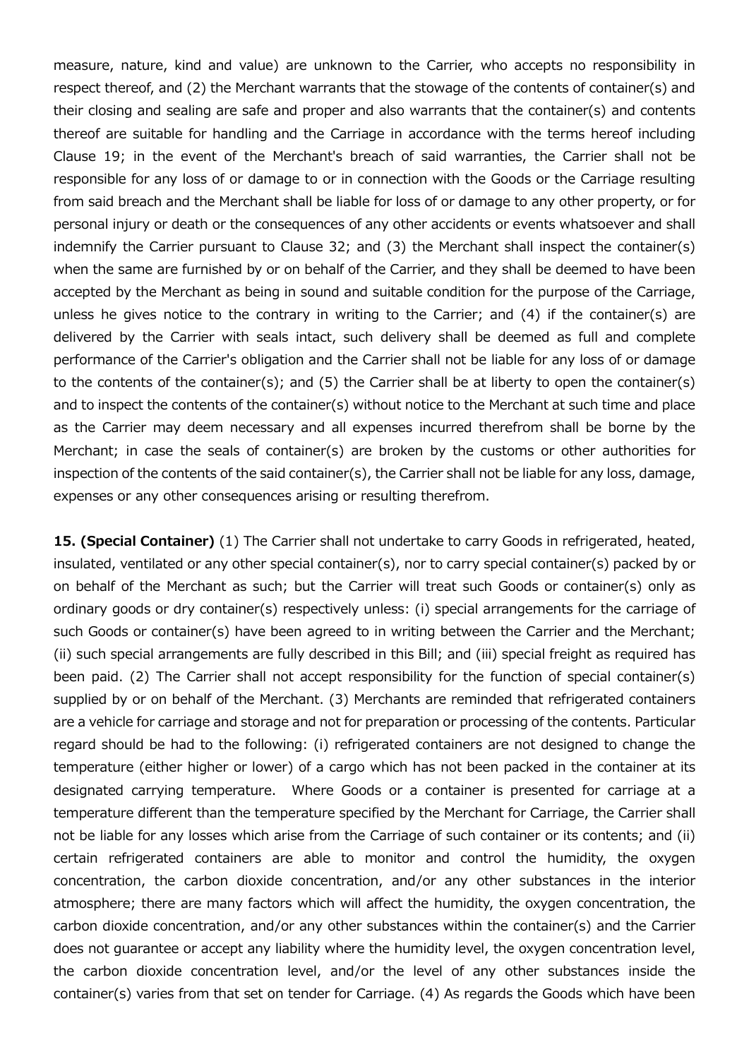measure, nature, kind and value) are unknown to the Carrier, who accepts no responsibility in respect thereof, and (2) the Merchant warrants that the stowage of the contents of container(s) and their closing and sealing are safe and proper and also warrants that the container(s) and contents thereof are suitable for handling and the Carriage in accordance with the terms hereof including Clause 19; in the event of the Merchant's breach of said warranties, the Carrier shall not be responsible for any loss of or damage to or in connection with the Goods or the Carriage resulting from said breach and the Merchant shall be liable for loss of or damage to any other property, or for personal injury or death or the consequences of any other accidents or events whatsoever and shall indemnify the Carrier pursuant to Clause 32; and (3) the Merchant shall inspect the container(s) when the same are furnished by or on behalf of the Carrier, and they shall be deemed to have been accepted by the Merchant as being in sound and suitable condition for the purpose of the Carriage, unless he gives notice to the contrary in writing to the Carrier; and (4) if the container(s) are delivered by the Carrier with seals intact, such delivery shall be deemed as full and complete performance of the Carrier's obligation and the Carrier shall not be liable for any loss of or damage to the contents of the container(s); and (5) the Carrier shall be at liberty to open the container(s) and to inspect the contents of the container(s) without notice to the Merchant at such time and place as the Carrier may deem necessary and all expenses incurred therefrom shall be borne by the Merchant; in case the seals of container(s) are broken by the customs or other authorities for inspection of the contents of the said container(s), the Carrier shall not be liable for any loss, damage, expenses or any other consequences arising or resulting therefrom.

**15. (Special Container)** (1) The Carrier shall not undertake to carry Goods in refrigerated, heated, insulated, ventilated or any other special container(s), nor to carry special container(s) packed by or on behalf of the Merchant as such; but the Carrier will treat such Goods or container(s) only as ordinary goods or dry container(s) respectively unless: (i) special arrangements for the carriage of such Goods or container(s) have been agreed to in writing between the Carrier and the Merchant; (ii) such special arrangements are fully described in this Bill; and (iii) special freight as required has been paid. (2) The Carrier shall not accept responsibility for the function of special container(s) supplied by or on behalf of the Merchant. (3) Merchants are reminded that refrigerated containers are a vehicle for carriage and storage and not for preparation or processing of the contents. Particular regard should be had to the following: (i) refrigerated containers are not designed to change the temperature (either higher or lower) of a cargo which has not been packed in the container at its designated carrying temperature. Where Goods or a container is presented for carriage at a temperature different than the temperature specified by the Merchant for Carriage, the Carrier shall not be liable for any losses which arise from the Carriage of such container or its contents; and (ii) certain refrigerated containers are able to monitor and control the humidity, the oxygen concentration, the carbon dioxide concentration, and/or any other substances in the interior atmosphere; there are many factors which will affect the humidity, the oxygen concentration, the carbon dioxide concentration, and/or any other substances within the container(s) and the Carrier does not guarantee or accept any liability where the humidity level, the oxygen concentration level, the carbon dioxide concentration level, and/or the level of any other substances inside the container(s) varies from that set on tender for Carriage. (4) As regards the Goods which have been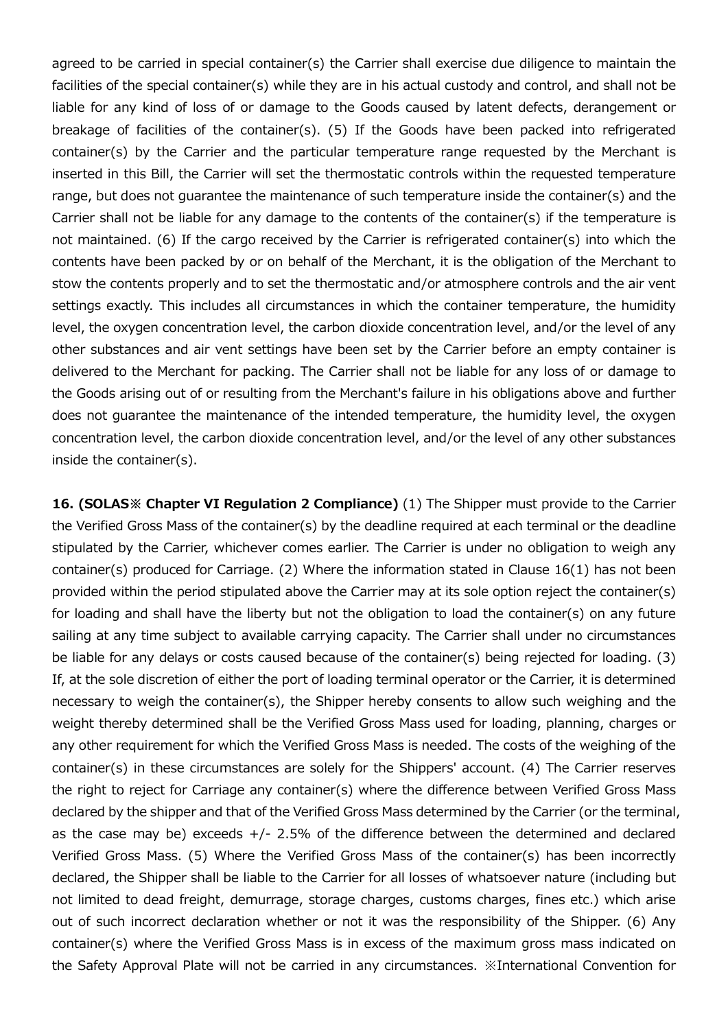agreed to be carried in special container(s) the Carrier shall exercise due diligence to maintain the facilities of the special container(s) while they are in his actual custody and control, and shall not be liable for any kind of loss of or damage to the Goods caused by latent defects, derangement or breakage of facilities of the container(s). (5) If the Goods have been packed into refrigerated container(s) by the Carrier and the particular temperature range requested by the Merchant is inserted in this Bill, the Carrier will set the thermostatic controls within the requested temperature range, but does not guarantee the maintenance of such temperature inside the container(s) and the Carrier shall not be liable for any damage to the contents of the container(s) if the temperature is not maintained. (6) If the cargo received by the Carrier is refrigerated container(s) into which the contents have been packed by or on behalf of the Merchant, it is the obligation of the Merchant to stow the contents properly and to set the thermostatic and/or atmosphere controls and the air vent settings exactly. This includes all circumstances in which the container temperature, the humidity level, the oxygen concentration level, the carbon dioxide concentration level, and/or the level of any other substances and air vent settings have been set by the Carrier before an empty container is delivered to the Merchant for packing. The Carrier shall not be liable for any loss of or damage to the Goods arising out of or resulting from the Merchant's failure in his obligations above and further does not guarantee the maintenance of the intended temperature, the humidity level, the oxygen concentration level, the carbon dioxide concentration level, and/or the level of any other substances inside the container(s).

**16. (SOLAS※ Chapter VI Regulation 2 Compliance)** (1) The Shipper must provide to the Carrier the Verified Gross Mass of the container(s) by the deadline required at each terminal or the deadline stipulated by the Carrier, whichever comes earlier. The Carrier is under no obligation to weigh any container(s) produced for Carriage. (2) Where the information stated in Clause 16(1) has not been provided within the period stipulated above the Carrier may at its sole option reject the container(s) for loading and shall have the liberty but not the obligation to load the container(s) on any future sailing at any time subject to available carrying capacity. The Carrier shall under no circumstances be liable for any delays or costs caused because of the container(s) being rejected for loading. (3) If, at the sole discretion of either the port of loading terminal operator or the Carrier, it is determined necessary to weigh the container(s), the Shipper hereby consents to allow such weighing and the weight thereby determined shall be the Verified Gross Mass used for loading, planning, charges or any other requirement for which the Verified Gross Mass is needed. The costs of the weighing of the container(s) in these circumstances are solely for the Shippers' account. (4) The Carrier reserves the right to reject for Carriage any container(s) where the difference between Verified Gross Mass declared by the shipper and that of the Verified Gross Mass determined by the Carrier (or the terminal, as the case may be) exceeds +/- 2.5% of the difference between the determined and declared Verified Gross Mass. (5) Where the Verified Gross Mass of the container(s) has been incorrectly declared, the Shipper shall be liable to the Carrier for all losses of whatsoever nature (including but not limited to dead freight, demurrage, storage charges, customs charges, fines etc.) which arise out of such incorrect declaration whether or not it was the responsibility of the Shipper. (6) Any container(s) where the Verified Gross Mass is in excess of the maximum gross mass indicated on the Safety Approval Plate will not be carried in any circumstances. ※International Convention for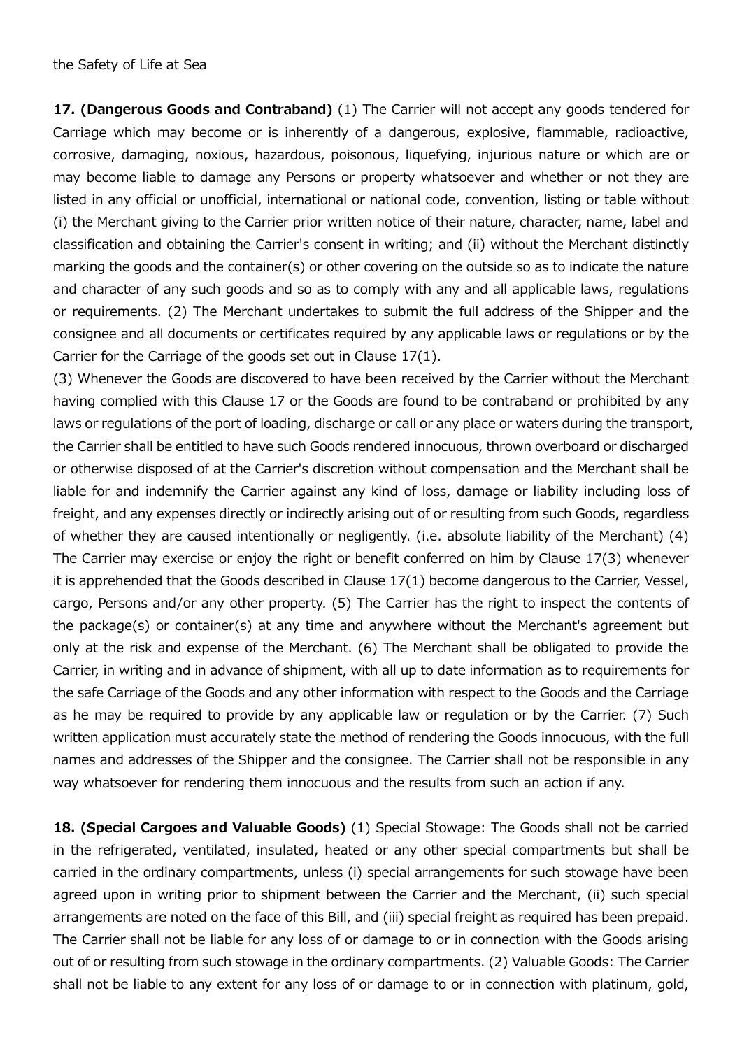the Safety of Life at Sea

**17. (Dangerous Goods and Contraband)** (1) The Carrier will not accept any goods tendered for Carriage which may become or is inherently of a dangerous, explosive, flammable, radioactive, corrosive, damaging, noxious, hazardous, poisonous, liquefying, injurious nature or which are or may become liable to damage any Persons or property whatsoever and whether or not they are listed in any official or unofficial, international or national code, convention, listing or table without (i) the Merchant giving to the Carrier prior written notice of their nature, character, name, label and classification and obtaining the Carrier's consent in writing; and (ii) without the Merchant distinctly marking the goods and the container(s) or other covering on the outside so as to indicate the nature and character of any such goods and so as to comply with any and all applicable laws, regulations or requirements. (2) The Merchant undertakes to submit the full address of the Shipper and the consignee and all documents or certificates required by any applicable laws or regulations or by the Carrier for the Carriage of the goods set out in Clause 17(1).

(3) Whenever the Goods are discovered to have been received by the Carrier without the Merchant having complied with this Clause 17 or the Goods are found to be contraband or prohibited by any laws or regulations of the port of loading, discharge or call or any place or waters during the transport, the Carrier shall be entitled to have such Goods rendered innocuous, thrown overboard or discharged or otherwise disposed of at the Carrier's discretion without compensation and the Merchant shall be liable for and indemnify the Carrier against any kind of loss, damage or liability including loss of freight, and any expenses directly or indirectly arising out of or resulting from such Goods, regardless of whether they are caused intentionally or negligently. (i.e. absolute liability of the Merchant) (4) The Carrier may exercise or enjoy the right or benefit conferred on him by Clause 17(3) whenever it is apprehended that the Goods described in Clause 17(1) become dangerous to the Carrier, Vessel, cargo, Persons and/or any other property. (5) The Carrier has the right to inspect the contents of the package(s) or container(s) at any time and anywhere without the Merchant's agreement but only at the risk and expense of the Merchant. (6) The Merchant shall be obligated to provide the Carrier, in writing and in advance of shipment, with all up to date information as to requirements for the safe Carriage of the Goods and any other information with respect to the Goods and the Carriage as he may be required to provide by any applicable law or regulation or by the Carrier. (7) Such written application must accurately state the method of rendering the Goods innocuous, with the full names and addresses of the Shipper and the consignee. The Carrier shall not be responsible in any way whatsoever for rendering them innocuous and the results from such an action if any.

**18. (Special Cargoes and Valuable Goods)** (1) Special Stowage: The Goods shall not be carried in the refrigerated, ventilated, insulated, heated or any other special compartments but shall be carried in the ordinary compartments, unless (i) special arrangements for such stowage have been agreed upon in writing prior to shipment between the Carrier and the Merchant, (ii) such special arrangements are noted on the face of this Bill, and (iii) special freight as required has been prepaid. The Carrier shall not be liable for any loss of or damage to or in connection with the Goods arising out of or resulting from such stowage in the ordinary compartments. (2) Valuable Goods: The Carrier shall not be liable to any extent for any loss of or damage to or in connection with platinum, gold,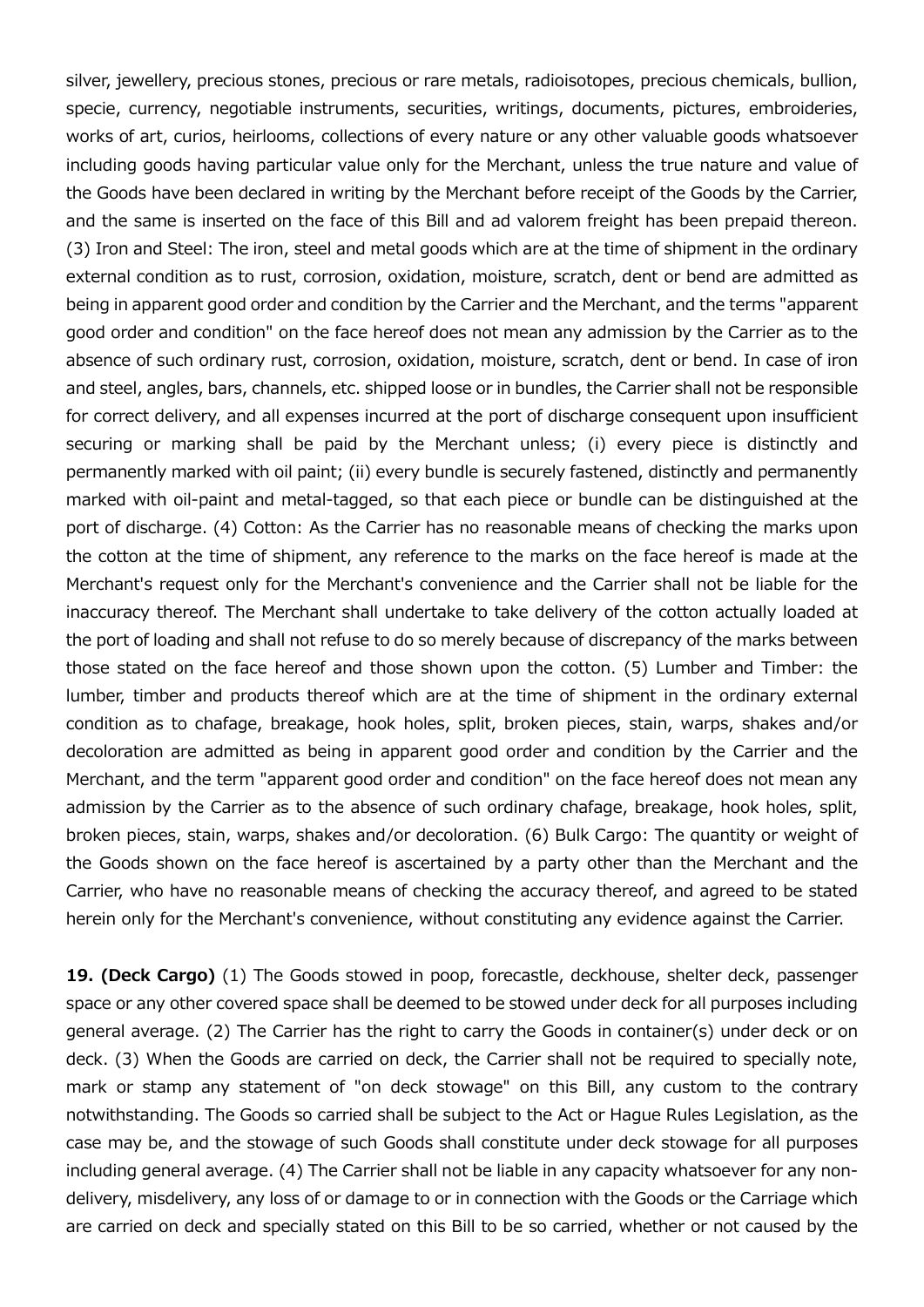silver, jewellery, precious stones, precious or rare metals, radioisotopes, precious chemicals, bullion, specie, currency, negotiable instruments, securities, writings, documents, pictures, embroideries, works of art, curios, heirlooms, collections of every nature or any other valuable goods whatsoever including goods having particular value only for the Merchant, unless the true nature and value of the Goods have been declared in writing by the Merchant before receipt of the Goods by the Carrier, and the same is inserted on the face of this Bill and ad valorem freight has been prepaid thereon. (3) Iron and Steel: The iron, steel and metal goods which are at the time of shipment in the ordinary external condition as to rust, corrosion, oxidation, moisture, scratch, dent or bend are admitted as being in apparent good order and condition by the Carrier and the Merchant, and the terms "apparent good order and condition" on the face hereof does not mean any admission by the Carrier as to the absence of such ordinary rust, corrosion, oxidation, moisture, scratch, dent or bend. In case of iron and steel, angles, bars, channels, etc. shipped loose or in bundles, the Carrier shall not be responsible for correct delivery, and all expenses incurred at the port of discharge consequent upon insufficient securing or marking shall be paid by the Merchant unless; (i) every piece is distinctly and permanently marked with oil paint; (ii) every bundle is securely fastened, distinctly and permanently marked with oil-paint and metal-tagged, so that each piece or bundle can be distinguished at the port of discharge. (4) Cotton: As the Carrier has no reasonable means of checking the marks upon the cotton at the time of shipment, any reference to the marks on the face hereof is made at the Merchant's request only for the Merchant's convenience and the Carrier shall not be liable for the inaccuracy thereof. The Merchant shall undertake to take delivery of the cotton actually loaded at the port of loading and shall not refuse to do so merely because of discrepancy of the marks between those stated on the face hereof and those shown upon the cotton. (5) Lumber and Timber: the lumber, timber and products thereof which are at the time of shipment in the ordinary external condition as to chafage, breakage, hook holes, split, broken pieces, stain, warps, shakes and/or decoloration are admitted as being in apparent good order and condition by the Carrier and the Merchant, and the term "apparent good order and condition" on the face hereof does not mean any admission by the Carrier as to the absence of such ordinary chafage, breakage, hook holes, split, broken pieces, stain, warps, shakes and/or decoloration. (6) Bulk Cargo: The quantity or weight of the Goods shown on the face hereof is ascertained by a party other than the Merchant and the Carrier, who have no reasonable means of checking the accuracy thereof, and agreed to be stated herein only for the Merchant's convenience, without constituting any evidence against the Carrier.

**19. (Deck Cargo)** (1) The Goods stowed in poop, forecastle, deckhouse, shelter deck, passenger space or any other covered space shall be deemed to be stowed under deck for all purposes including general average. (2) The Carrier has the right to carry the Goods in container(s) under deck or on deck. (3) When the Goods are carried on deck, the Carrier shall not be required to specially note, mark or stamp any statement of "on deck stowage" on this Bill, any custom to the contrary notwithstanding. The Goods so carried shall be subject to the Act or Hague Rules Legislation, as the case may be, and the stowage of such Goods shall constitute under deck stowage for all purposes including general average. (4) The Carrier shall not be liable in any capacity whatsoever for any non-delivery, misdelivery, any loss of or damage to or in connection with the Goods or the Carriage which are carried on deck and specially stated on this Bill to be so carried, whether or not caused by the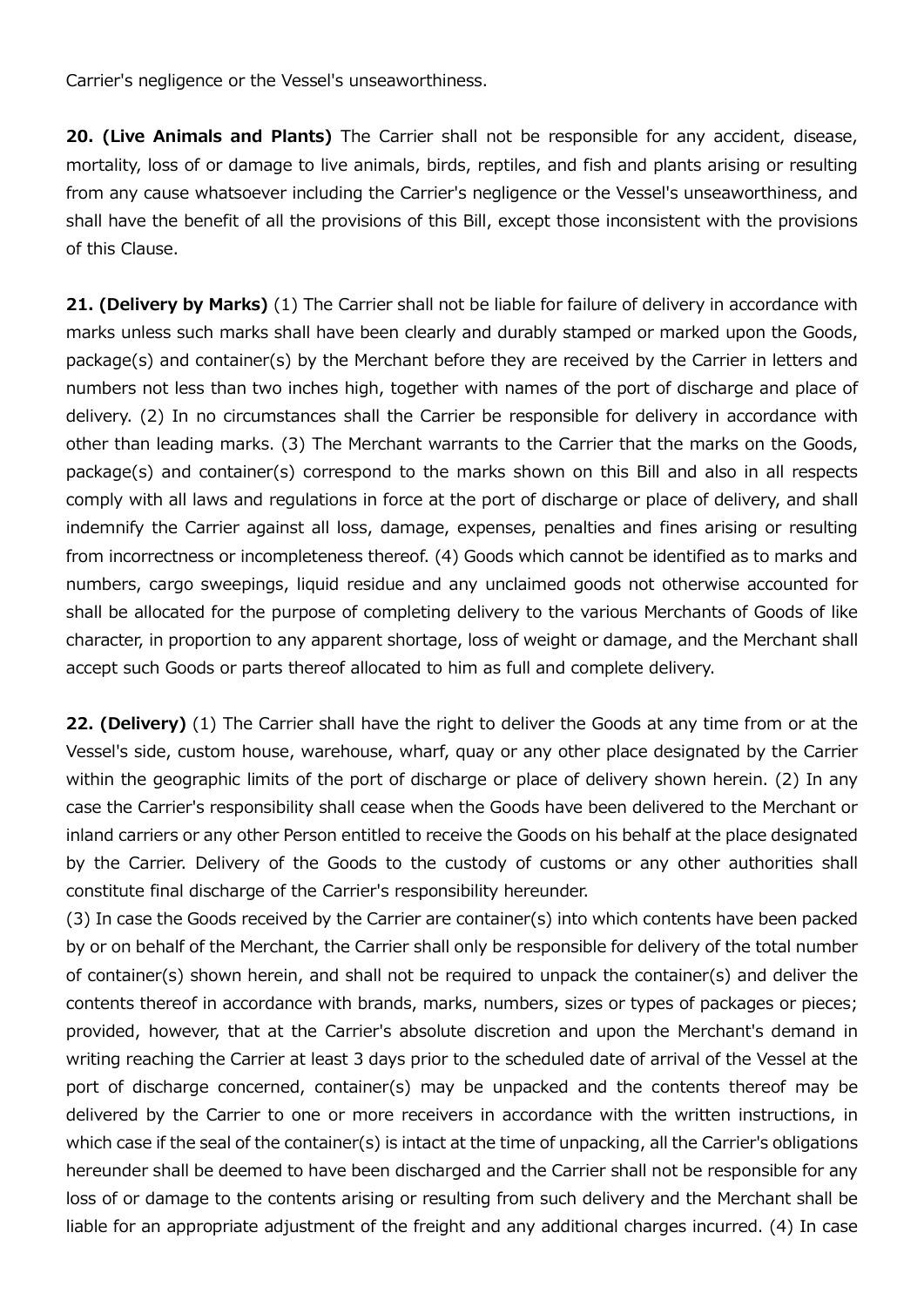Carrier's negligence or the Vessel's unseaworthiness.

**20. (Live Animals and Plants)** The Carrier shall not be responsible for any accident, disease, mortality, loss of or damage to live animals, birds, reptiles, and fish and plants arising or resulting from any cause whatsoever including the Carrier's negligence or the Vessel's unseaworthiness, and shall have the benefit of all the provisions of this Bill, except those inconsistent with the provisions of this Clause.

**21. (Delivery by Marks)** (1) The Carrier shall not be liable for failure of delivery in accordance with marks unless such marks shall have been clearly and durably stamped or marked upon the Goods, package(s) and container(s) by the Merchant before they are received by the Carrier in letters and numbers not less than two inches high, together with names of the port of discharge and place of delivery. (2) In no circumstances shall the Carrier be responsible for delivery in accordance with other than leading marks. (3) The Merchant warrants to the Carrier that the marks on the Goods, package(s) and container(s) correspond to the marks shown on this Bill and also in all respects comply with all laws and regulations in force at the port of discharge or place of delivery, and shall indemnify the Carrier against all loss, damage, expenses, penalties and fines arising or resulting from incorrectness or incompleteness thereof. (4) Goods which cannot be identified as to marks and numbers, cargo sweepings, liquid residue and any unclaimed goods not otherwise accounted for shall be allocated for the purpose of completing delivery to the various Merchants of Goods of like character, in proportion to any apparent shortage, loss of weight or damage, and the Merchant shall accept such Goods or parts thereof allocated to him as full and complete delivery.

**22. (Delivery)** (1) The Carrier shall have the right to deliver the Goods at any time from or at the Vessel's side, custom house, warehouse, wharf, quay or any other place designated by the Carrier within the geographic limits of the port of discharge or place of delivery shown herein. (2) In any case the Carrier's responsibility shall cease when the Goods have been delivered to the Merchant or inland carriers or any other Person entitled to receive the Goods on his behalf at the place designated by the Carrier. Delivery of the Goods to the custody of customs or any other authorities shall constitute final discharge of the Carrier's responsibility hereunder.
(3) In case the Goods received by the Carrier are container(s) into which contents have been packed by or on behalf of the Merchant, the Carrier shall only be responsible for delivery of the total number of container(s) shown herein, and shall not be required to unpack the container(s) and deliver the contents thereof in accordance with brands, marks, numbers, sizes or types of packages or pieces; provided, however, that at the Carrier's absolute discretion and upon the Merchant's demand in writing reaching the Carrier at least 3 days prior to the scheduled date of arrival of the Vessel at the port of discharge concerned, container(s) may be unpacked and the contents thereof may be delivered by the Carrier to one or more receivers in accordance with the written instructions, in which case if the seal of the container(s) is intact at the time of unpacking, all the Carrier's obligations hereunder shall be deemed to have been discharged and the Carrier shall not be responsible for any loss of or damage to the contents arising or resulting from such delivery and the Merchant shall be liable for an appropriate adjustment of the freight and any additional charges incurred. (4) In case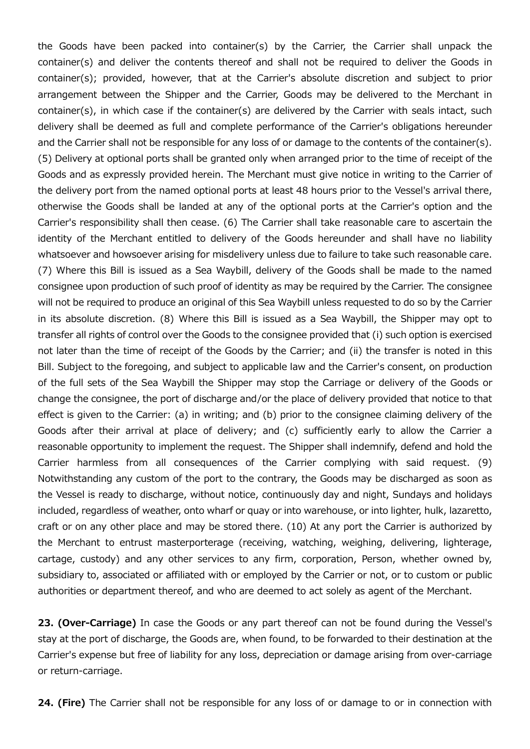the Goods have been packed into container(s) by the Carrier, the Carrier shall unpack the container(s) and deliver the contents thereof and shall not be required to deliver the Goods in container(s); provided, however, that at the Carrier's absolute discretion and subject to prior arrangement between the Shipper and the Carrier, Goods may be delivered to the Merchant in container(s), in which case if the container(s) are delivered by the Carrier with seals intact, such delivery shall be deemed as full and complete performance of the Carrier's obligations hereunder and the Carrier shall not be responsible for any loss of or damage to the contents of the container(s). (5) Delivery at optional ports shall be granted only when arranged prior to the time of receipt of the Goods and as expressly provided herein. The Merchant must give notice in writing to the Carrier of the delivery port from the named optional ports at least 48 hours prior to the Vessel's arrival there, otherwise the Goods shall be landed at any of the optional ports at the Carrier's option and the Carrier's responsibility shall then cease. (6) The Carrier shall take reasonable care to ascertain the identity of the Merchant entitled to delivery of the Goods hereunder and shall have no liability whatsoever and howsoever arising for misdelivery unless due to failure to take such reasonable care. (7) Where this Bill is issued as a Sea Waybill, delivery of the Goods shall be made to the named consignee upon production of such proof of identity as may be required by the Carrier. The consignee will not be required to produce an original of this Sea Waybill unless requested to do so by the Carrier in its absolute discretion. (8) Where this Bill is issued as a Sea Waybill, the Shipper may opt to transfer all rights of control over the Goods to the consignee provided that (i) such option is exercised not later than the time of receipt of the Goods by the Carrier; and (ii) the transfer is noted in this Bill. Subject to the foregoing, and subject to applicable law and the Carrier's consent, on production of the full sets of the Sea Waybill the Shipper may stop the Carriage or delivery of the Goods or change the consignee, the port of discharge and/or the place of delivery provided that notice to that effect is given to the Carrier: (a) in writing; and (b) prior to the consignee claiming delivery of the Goods after their arrival at place of delivery; and (c) sufficiently early to allow the Carrier a reasonable opportunity to implement the request. The Shipper shall indemnify, defend and hold the Carrier harmless from all consequences of the Carrier complying with said request. (9) Notwithstanding any custom of the port to the contrary, the Goods may be discharged as soon as the Vessel is ready to discharge, without notice, continuously day and night, Sundays and holidays included, regardless of weather, onto wharf or quay or into warehouse, or into lighter, hulk, lazaretto, craft or on any other place and may be stored there. (10) At any port the Carrier is authorized by the Merchant to entrust masterporterage (receiving, watching, weighing, delivering, lighterage, cartage, custody) and any other services to any firm, corporation, Person, whether owned by, subsidiary to, associated or affiliated with or employed by the Carrier or not, or to custom or public authorities or department thereof, and who are deemed to act solely as agent of the Merchant.

**23. (Over-Carriage)** In case the Goods or any part thereof can not be found during the Vessel's stay at the port of discharge, the Goods are, when found, to be forwarded to their destination at the Carrier's expense but free of liability for any loss, depreciation or damage arising from over-carriage or return-carriage.

**24. (Fire)** The Carrier shall not be responsible for any loss of or damage to or in connection with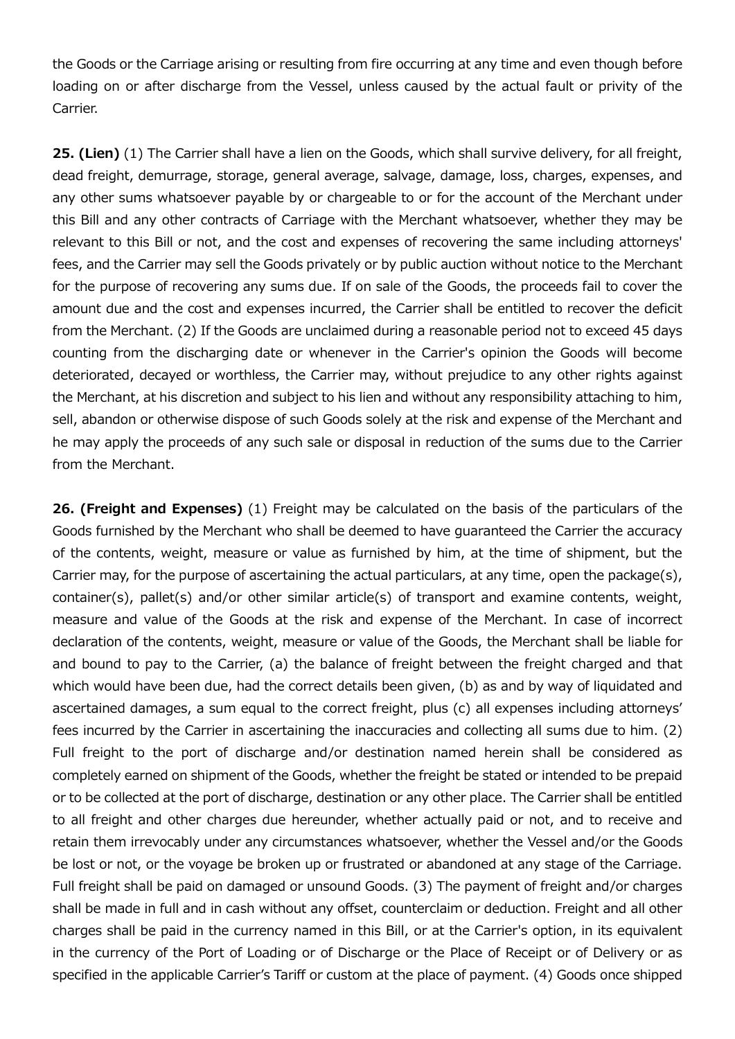the Goods or the Carriage arising or resulting from fire occurring at any time and even though before loading on or after discharge from the Vessel, unless caused by the actual fault or privity of the Carrier.

**25. (Lien)** (1) The Carrier shall have a lien on the Goods, which shall survive delivery, for all freight, dead freight, demurrage, storage, general average, salvage, damage, loss, charges, expenses, and any other sums whatsoever payable by or chargeable to or for the account of the Merchant under this Bill and any other contracts of Carriage with the Merchant whatsoever, whether they may be relevant to this Bill or not, and the cost and expenses of recovering the same including attorneys' fees, and the Carrier may sell the Goods privately or by public auction without notice to the Merchant for the purpose of recovering any sums due. If on sale of the Goods, the proceeds fail to cover the amount due and the cost and expenses incurred, the Carrier shall be entitled to recover the deficit from the Merchant. (2) If the Goods are unclaimed during a reasonable period not to exceed 45 days counting from the discharging date or whenever in the Carrier's opinion the Goods will become deteriorated, decayed or worthless, the Carrier may, without prejudice to any other rights against the Merchant, at his discretion and subject to his lien and without any responsibility attaching to him, sell, abandon or otherwise dispose of such Goods solely at the risk and expense of the Merchant and he may apply the proceeds of any such sale or disposal in reduction of the sums due to the Carrier from the Merchant.

**26. (Freight and Expenses)** (1) Freight may be calculated on the basis of the particulars of the Goods furnished by the Merchant who shall be deemed to have guaranteed the Carrier the accuracy of the contents, weight, measure or value as furnished by him, at the time of shipment, but the Carrier may, for the purpose of ascertaining the actual particulars, at any time, open the package(s), container(s), pallet(s) and/or other similar article(s) of transport and examine contents, weight, measure and value of the Goods at the risk and expense of the Merchant. In case of incorrect declaration of the contents, weight, measure or value of the Goods, the Merchant shall be liable for and bound to pay to the Carrier, (a) the balance of freight between the freight charged and that which would have been due, had the correct details been given, (b) as and by way of liquidated and ascertained damages, a sum equal to the correct freight, plus (c) all expenses including attorneys' fees incurred by the Carrier in ascertaining the inaccuracies and collecting all sums due to him. (2) Full freight to the port of discharge and/or destination named herein shall be considered as completely earned on shipment of the Goods, whether the freight be stated or intended to be prepaid or to be collected at the port of discharge, destination or any other place. The Carrier shall be entitled to all freight and other charges due hereunder, whether actually paid or not, and to receive and retain them irrevocably under any circumstances whatsoever, whether the Vessel and/or the Goods be lost or not, or the voyage be broken up or frustrated or abandoned at any stage of the Carriage. Full freight shall be paid on damaged or unsound Goods. (3) The payment of freight and/or charges shall be made in full and in cash without any offset, counterclaim or deduction. Freight and all other charges shall be paid in the currency named in this Bill, or at the Carrier's option, in its equivalent in the currency of the Port of Loading or of Discharge or the Place of Receipt or of Delivery or as specified in the applicable Carrier's Tariff or custom at the place of payment. (4) Goods once shipped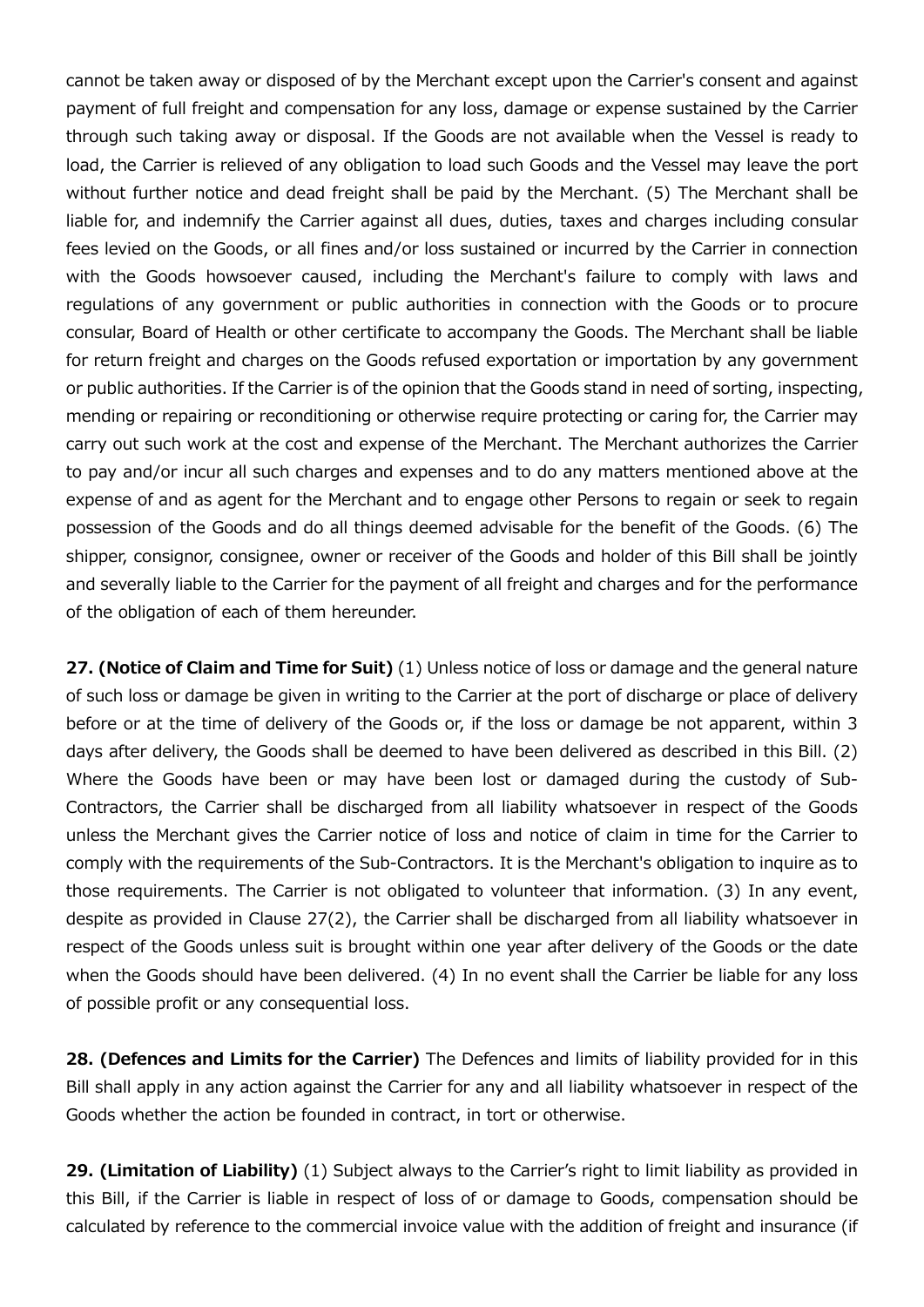cannot be taken away or disposed of by the Merchant except upon the Carrier's consent and against payment of full freight and compensation for any loss, damage or expense sustained by the Carrier through such taking away or disposal. If the Goods are not available when the Vessel is ready to load, the Carrier is relieved of any obligation to load such Goods and the Vessel may leave the port without further notice and dead freight shall be paid by the Merchant. (5) The Merchant shall be liable for, and indemnify the Carrier against all dues, duties, taxes and charges including consular fees levied on the Goods, or all fines and/or loss sustained or incurred by the Carrier in connection with the Goods howsoever caused, including the Merchant's failure to comply with laws and regulations of any government or public authorities in connection with the Goods or to procure consular, Board of Health or other certificate to accompany the Goods. The Merchant shall be liable for return freight and charges on the Goods refused exportation or importation by any government or public authorities. If the Carrier is of the opinion that the Goods stand in need of sorting, inspecting, mending or repairing or reconditioning or otherwise require protecting or caring for, the Carrier may carry out such work at the cost and expense of the Merchant. The Merchant authorizes the Carrier to pay and/or incur all such charges and expenses and to do any matters mentioned above at the expense of and as agent for the Merchant and to engage other Persons to regain or seek to regain possession of the Goods and do all things deemed advisable for the benefit of the Goods. (6) The shipper, consignor, consignee, owner or receiver of the Goods and holder of this Bill shall be jointly and severally liable to the Carrier for the payment of all freight and charges and for the performance of the obligation of each of them hereunder.

**27. (Notice of Claim and Time for Suit)** (1) Unless notice of loss or damage and the general nature of such loss or damage be given in writing to the Carrier at the port of discharge or place of delivery before or at the time of delivery of the Goods or, if the loss or damage be not apparent, within 3 days after delivery, the Goods shall be deemed to have been delivered as described in this Bill. (2) Where the Goods have been or may have been lost or damaged during the custody of Sub-Contractors, the Carrier shall be discharged from all liability whatsoever in respect of the Goods unless the Merchant gives the Carrier notice of loss and notice of claim in time for the Carrier to comply with the requirements of the Sub-Contractors. It is the Merchant's obligation to inquire as to those requirements. The Carrier is not obligated to volunteer that information. (3) In any event, despite as provided in Clause 27(2), the Carrier shall be discharged from all liability whatsoever in respect of the Goods unless suit is brought within one year after delivery of the Goods or the date when the Goods should have been delivered. (4) In no event shall the Carrier be liable for any loss of possible profit or any consequential loss.

**28. (Defences and Limits for the Carrier)** The Defences and limits of liability provided for in this Bill shall apply in any action against the Carrier for any and all liability whatsoever in respect of the Goods whether the action be founded in contract, in tort or otherwise.

**29. (Limitation of Liability)** (1) Subject always to the Carrier's right to limit liability as provided in this Bill, if the Carrier is liable in respect of loss of or damage to Goods, compensation should be calculated by reference to the commercial invoice value with the addition of freight and insurance (if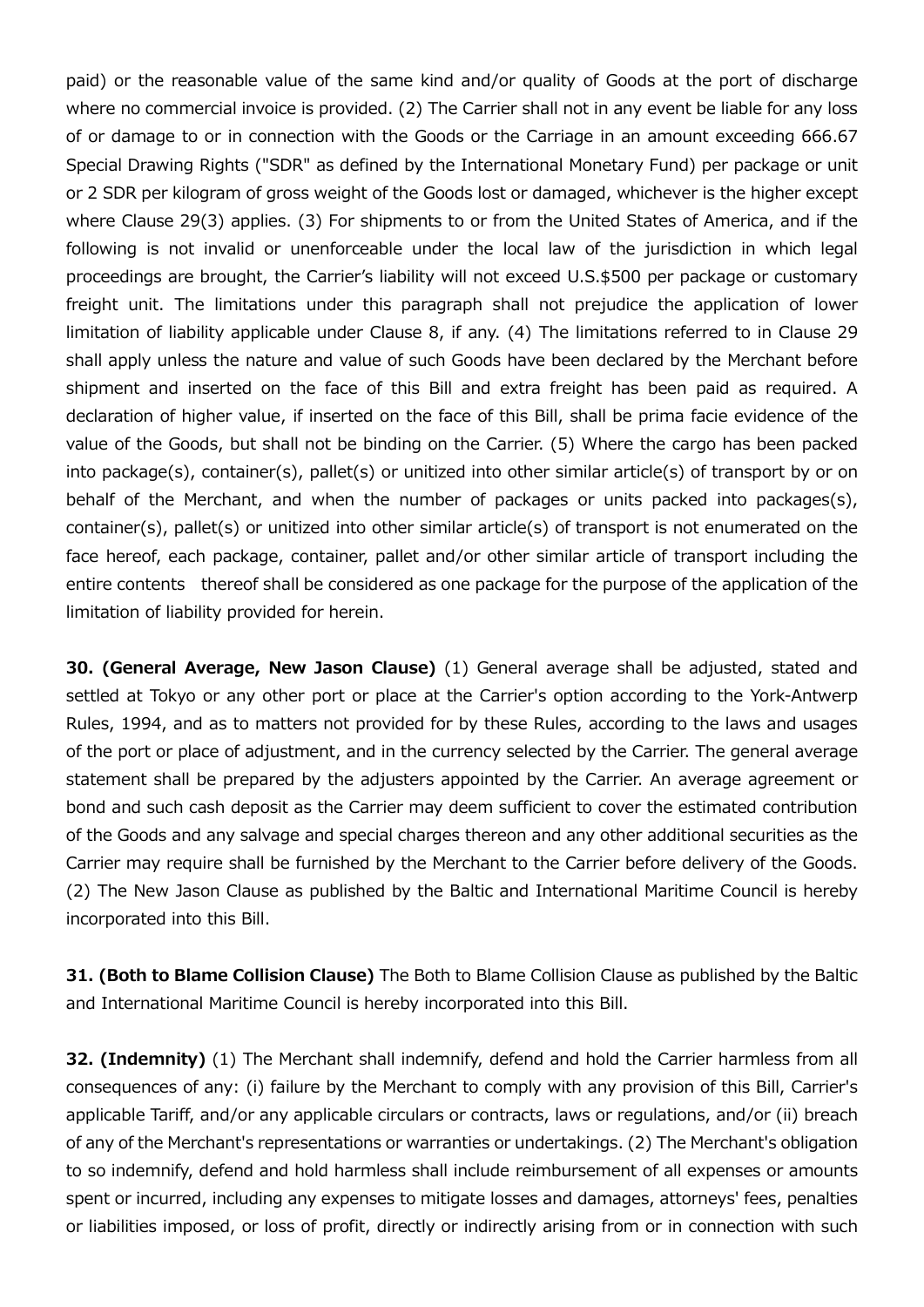paid) or the reasonable value of the same kind and/or quality of Goods at the port of discharge where no commercial invoice is provided. (2) The Carrier shall not in any event be liable for any loss of or damage to or in connection with the Goods or the Carriage in an amount exceeding 666.67 Special Drawing Rights ("SDR" as defined by the International Monetary Fund) per package or unit or 2 SDR per kilogram of gross weight of the Goods lost or damaged, whichever is the higher except where Clause 29(3) applies. (3) For shipments to or from the United States of America, and if the following is not invalid or unenforceable under the local law of the jurisdiction in which legal proceedings are brought, the Carrier's liability will not exceed U.S.$500 per package or customary freight unit. The limitations under this paragraph shall not prejudice the application of lower limitation of liability applicable under Clause 8, if any. (4) The limitations referred to in Clause 29 shall apply unless the nature and value of such Goods have been declared by the Merchant before shipment and inserted on the face of this Bill and extra freight has been paid as required. A declaration of higher value, if inserted on the face of this Bill, shall be prima facie evidence of the value of the Goods, but shall not be binding on the Carrier. (5) Where the cargo has been packed into package(s), container(s), pallet(s) or unitized into other similar article(s) of transport by or on behalf of the Merchant, and when the number of packages or units packed into packages(s), container(s), pallet(s) or unitized into other similar article(s) of transport is not enumerated on the face hereof, each package, container, pallet and/or other similar article of transport including the entire contents thereof shall be considered as one package for the purpose of the application of the limitation of liability provided for herein.

**30. (General Average, New Jason Clause)** (1) General average shall be adjusted, stated and settled at Tokyo or any other port or place at the Carrier's option according to the York-Antwerp Rules, 1994, and as to matters not provided for by these Rules, according to the laws and usages of the port or place of adjustment, and in the currency selected by the Carrier. The general average statement shall be prepared by the adjusters appointed by the Carrier. An average agreement or bond and such cash deposit as the Carrier may deem sufficient to cover the estimated contribution of the Goods and any salvage and special charges thereon and any other additional securities as the Carrier may require shall be furnished by the Merchant to the Carrier before delivery of the Goods. (2) The New Jason Clause as published by the Baltic and International Maritime Council is hereby incorporated into this Bill.

**31. (Both to Blame Collision Clause)** The Both to Blame Collision Clause as published by the Baltic and International Maritime Council is hereby incorporated into this Bill.

**32. (Indemnity)** (1) The Merchant shall indemnify, defend and hold the Carrier harmless from all consequences of any: (i) failure by the Merchant to comply with any provision of this Bill, Carrier's applicable Tariff, and/or any applicable circulars or contracts, laws or regulations, and/or (ii) breach of any of the Merchant's representations or warranties or undertakings. (2) The Merchant's obligation to so indemnify, defend and hold harmless shall include reimbursement of all expenses or amounts spent or incurred, including any expenses to mitigate losses and damages, attorneys' fees, penalties or liabilities imposed, or loss of profit, directly or indirectly arising from or in connection with such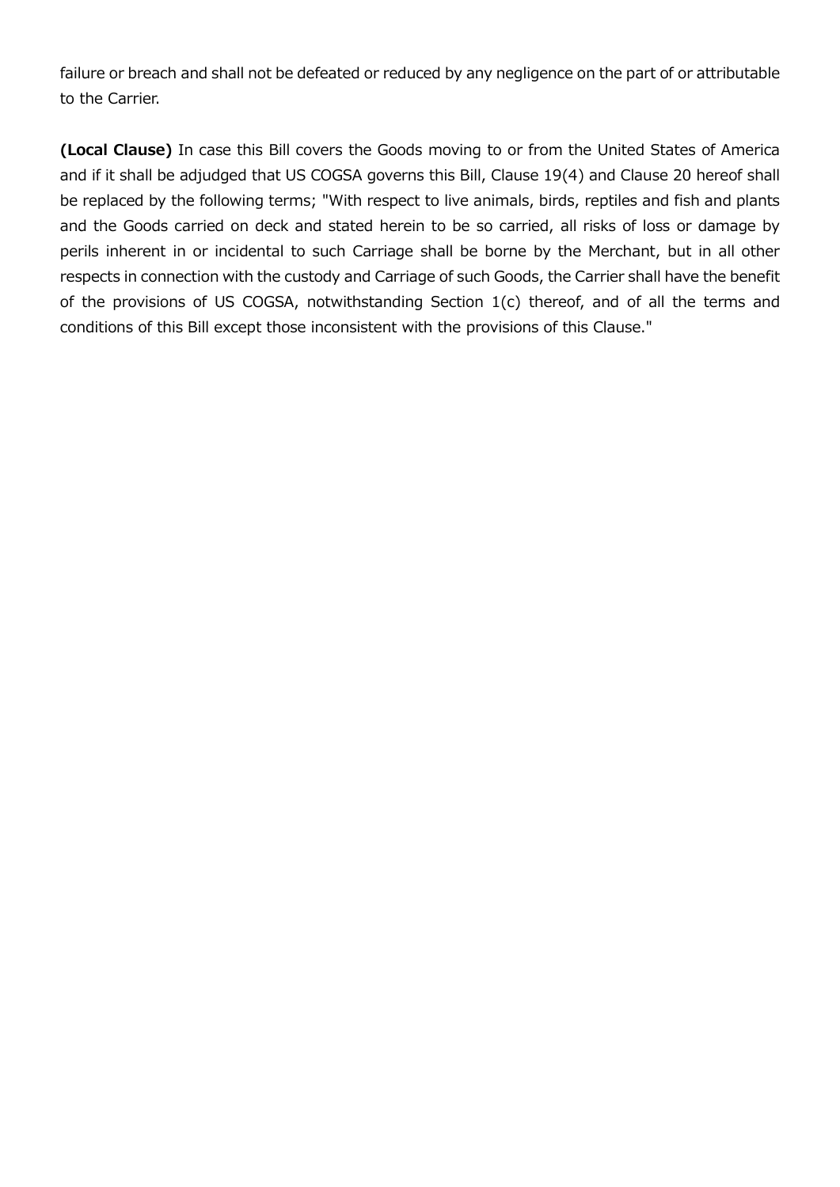failure or breach and shall not be defeated or reduced by any negligence on the part of or attributable to the Carrier.

**(Local Clause)** In case this Bill covers the Goods moving to or from the United States of America and if it shall be adjudged that US COGSA governs this Bill, Clause 19(4) and Clause 20 hereof shall be replaced by the following terms; "With respect to live animals, birds, reptiles and fish and plants and the Goods carried on deck and stated herein to be so carried, all risks of loss or damage by perils inherent in or incidental to such Carriage shall be borne by the Merchant, but in all other respects in connection with the custody and Carriage of such Goods, the Carrier shall have the benefit of the provisions of US COGSA, notwithstanding Section 1(c) thereof, and of all the terms and conditions of this Bill except those inconsistent with the provisions of this Clause."